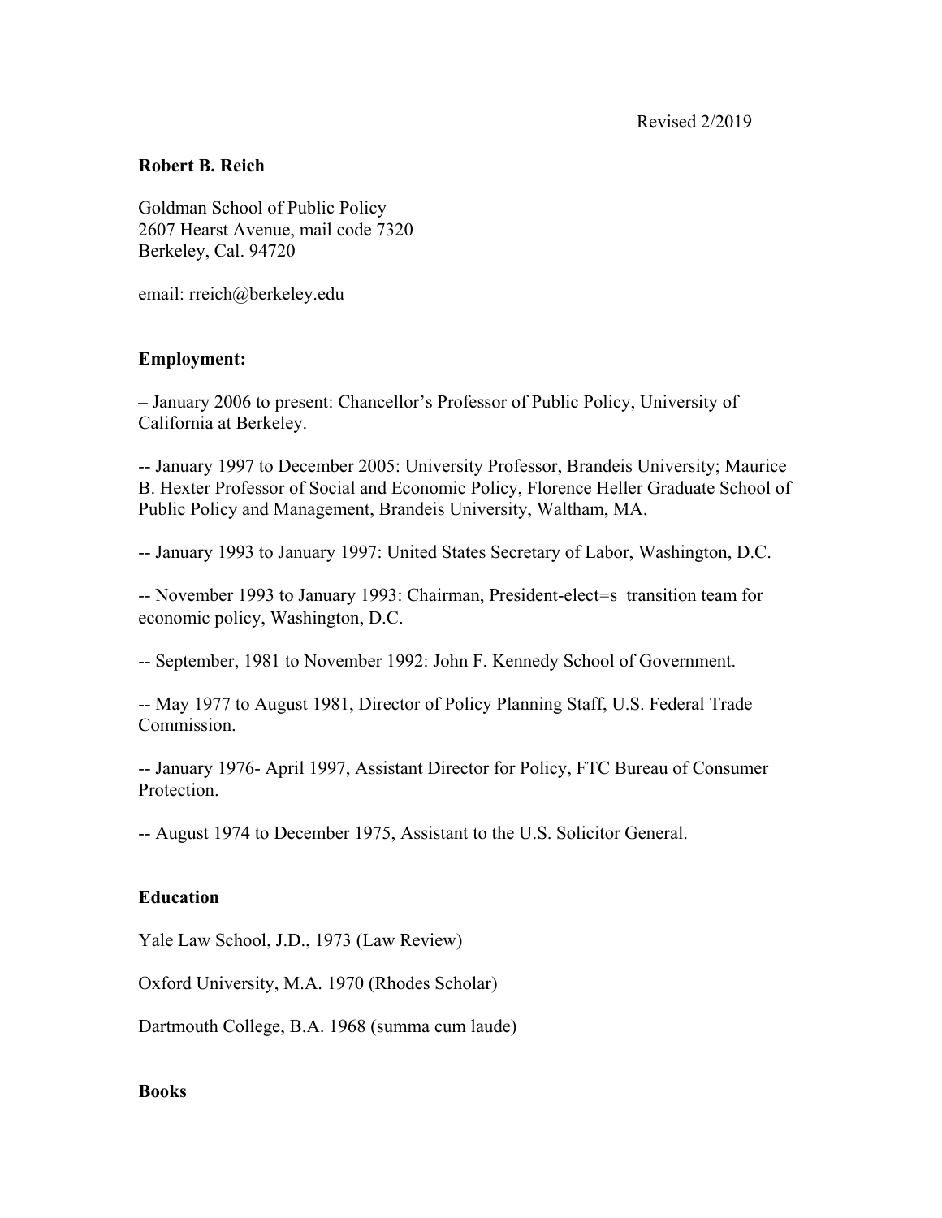Revised 2/2019

**Robert B. Reich**

Goldman School of Public Policy
2607 Hearst Avenue, mail code 7320
Berkeley, Cal. 94720

email: rreich@berkeley.edu

**Employment:**

– January 2006 to present: Chancellor's Professor of Public Policy, University of California at Berkeley.

-- January 1997 to December 2005: University Professor, Brandeis University; Maurice B. Hexter Professor of Social and Economic Policy, Florence Heller Graduate School of Public Policy and Management, Brandeis University, Waltham, MA.

-- January 1993 to January 1997: United States Secretary of Labor, Washington, D.C.

-- November 1993 to January 1993: Chairman, President-elect=s transition team for economic policy, Washington, D.C.

-- September, 1981 to November 1992: John F. Kennedy School of Government.

-- May 1977 to August 1981, Director of Policy Planning Staff, U.S. Federal Trade Commission.

-- January 1976- April 1997, Assistant Director for Policy, FTC Bureau of Consumer Protection.

-- August 1974 to December 1975, Assistant to the U.S. Solicitor General.

**Education**

Yale Law School, J.D., 1973 (Law Review)

Oxford University, M.A. 1970 (Rhodes Scholar)

Dartmouth College, B.A. 1968 (summa cum laude)

**Books**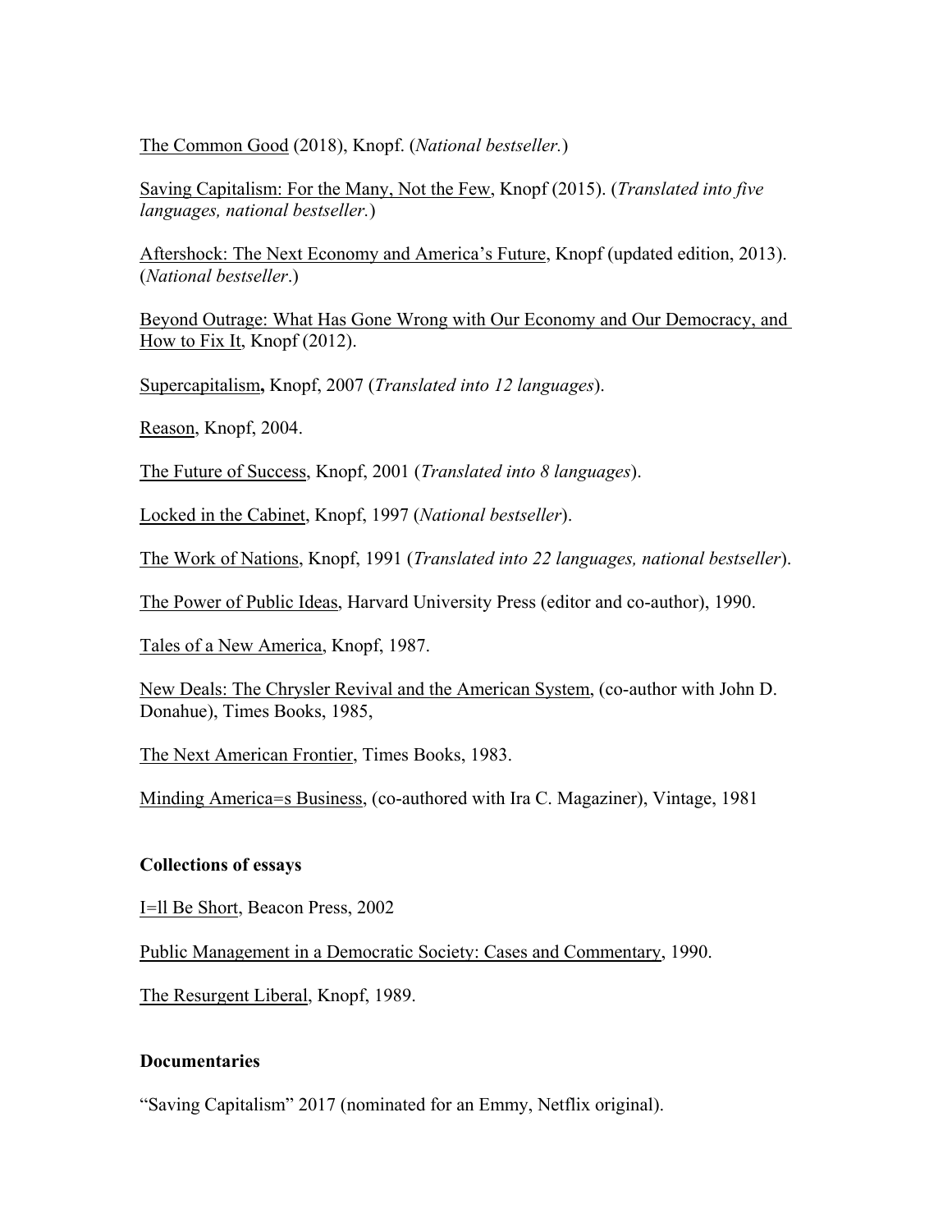<u>The Common Good</u> (2018), Knopf. (*National bestseller.*)

<u>Saving Capitalism: For the Many, Not the Few</u>, Knopf (2015). (*Translated into five languages, national bestseller.*)

<u>Aftershock: The Next Economy and America's Future</u>, Knopf (updated edition, 2013). (*National bestseller*.)

<u>Beyond Outrage: What Has Gone Wrong with Our Economy and Our Democracy, and How to Fix It</u>, Knopf (2012).

<u>Supercapitalism</u>**,** Knopf, 2007 (*Translated into 12 languages*).

<u>Reason</u>, Knopf, 2004.

<u>The Future of Success</u>, Knopf, 2001 (*Translated into 8 languages*).

<u>Locked in the Cabinet</u>, Knopf, 1997 (*National bestseller*).

<u>The Work of Nations</u>, Knopf, 1991 (*Translated into 22 languages, national bestseller*).

<u>The Power of Public Ideas</u>, Harvard University Press (editor and co-author), 1990.

<u>Tales of a New America</u>, Knopf, 1987.

<u>New Deals: The Chrysler Revival and the American System</u>, (co-author with John D. Donahue), Times Books, 1985,

<u>The Next American Frontier</u>, Times Books, 1983.

<u>Minding America=s Business</u>, (co-authored with Ira C. Magaziner), Vintage, 1981

**Collections of essays**

<u>I=ll Be Short</u>, Beacon Press, 2002

<u>Public Management in a Democratic Society: Cases and Commentary</u>, 1990.

<u>The Resurgent Liberal</u>, Knopf, 1989.

**Documentaries**

"Saving Capitalism" 2017 (nominated for an Emmy, Netflix original).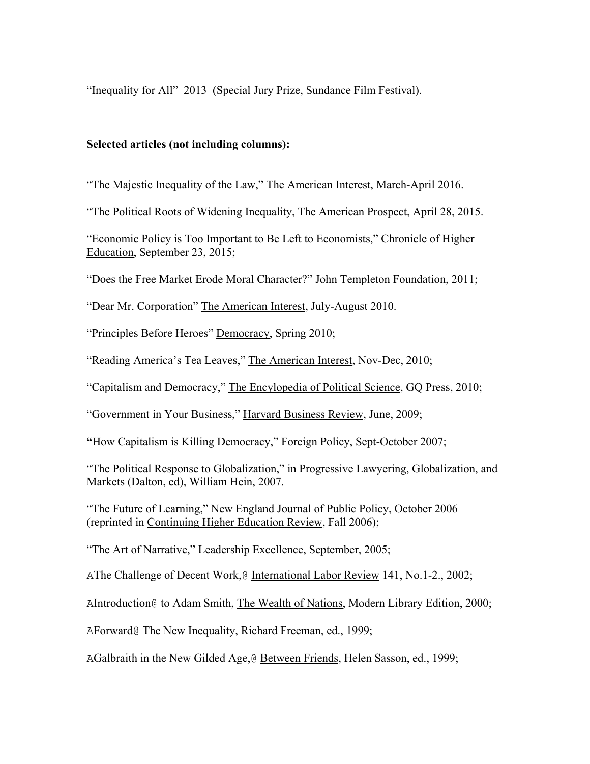"Inequality for All" 2013 (Special Jury Prize, Sundance Film Festival).

**Selected articles (not including columns):**

"The Majestic Inequality of the Law," The American Interest, March-April 2016.

"The Political Roots of Widening Inequality, The American Prospect, April 28, 2015.

"Economic Policy is Too Important to Be Left to Economists," Chronicle of Higher Education, September 23, 2015;

"Does the Free Market Erode Moral Character?" John Templeton Foundation, 2011;

"Dear Mr. Corporation" The American Interest, July-August 2010.

"Principles Before Heroes" Democracy, Spring 2010;

"Reading America's Tea Leaves," The American Interest, Nov-Dec, 2010;

"Capitalism and Democracy," The Encyclopedia of Political Science, GQ Press, 2010;

"Government in Your Business," Harvard Business Review, June, 2009;

**"**How Capitalism is Killing Democracy," Foreign Policy, Sept-October 2007;

"The Political Response to Globalization," in Progressive Lawyering, Globalization, and Markets (Dalton, ed), William Hein, 2007.

"The Future of Learning," New England Journal of Public Policy, October 2006 (reprinted in Continuing Higher Education Review, Fall 2006);

"The Art of Narrative," Leadership Excellence, September, 2005;

AThe Challenge of Decent Work,@ International Labor Review 141, No.1-2., 2002;

AIntroduction@ to Adam Smith, The Wealth of Nations, Modern Library Edition, 2000;

AForward@ The New Inequality, Richard Freeman, ed., 1999;

AGalbraith in the New Gilded Age,@ Between Friends, Helen Sasson, ed., 1999;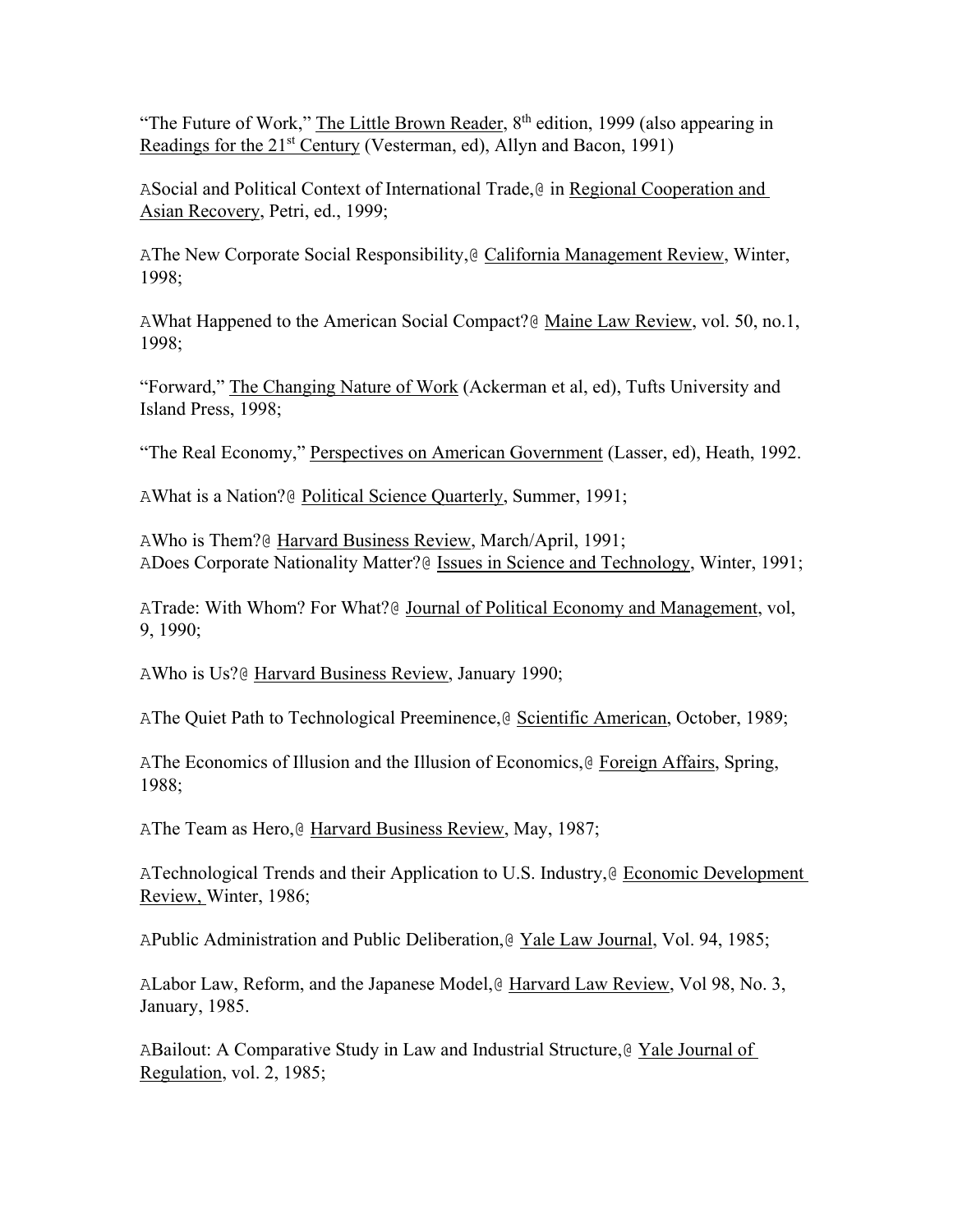"The Future of Work," The Little Brown Reader, 8th edition, 1999 (also appearing in Readings for the 21st Century (Vesterman, ed), Allyn and Bacon, 1991)

ASocial and Political Context of International Trade,@ in Regional Cooperation and Asian Recovery, Petri, ed., 1999;

AThe New Corporate Social Responsibility,@ California Management Review, Winter, 1998;

AWhat Happened to the American Social Compact?@ Maine Law Review, vol. 50, no.1, 1998;

"Forward," The Changing Nature of Work (Ackerman et al, ed), Tufts University and Island Press, 1998;

"The Real Economy," Perspectives on American Government (Lasser, ed), Heath, 1992.

AWhat is a Nation?@ Political Science Quarterly, Summer, 1991;

AWho is Them?@ Harvard Business Review, March/April, 1991;
ADoes Corporate Nationality Matter?@ Issues in Science and Technology, Winter, 1991;

ATrade: With Whom? For What?@ Journal of Political Economy and Management, vol, 9, 1990;

AWho is Us?@ Harvard Business Review, January 1990;

AThe Quiet Path to Technological Preeminence,@ Scientific American, October, 1989;

AThe Economics of Illusion and the Illusion of Economics,@ Foreign Affairs, Spring, 1988;

AThe Team as Hero,@ Harvard Business Review, May, 1987;

ATechnological Trends and their Application to U.S. Industry,@ Economic Development Review, Winter, 1986;

APublic Administration and Public Deliberation,@ Yale Law Journal, Vol. 94, 1985;

ALabor Law, Reform, and the Japanese Model,@ Harvard Law Review, Vol 98, No. 3, January, 1985.

ABailout: A Comparative Study in Law and Industrial Structure,@ Yale Journal of Regulation, vol. 2, 1985;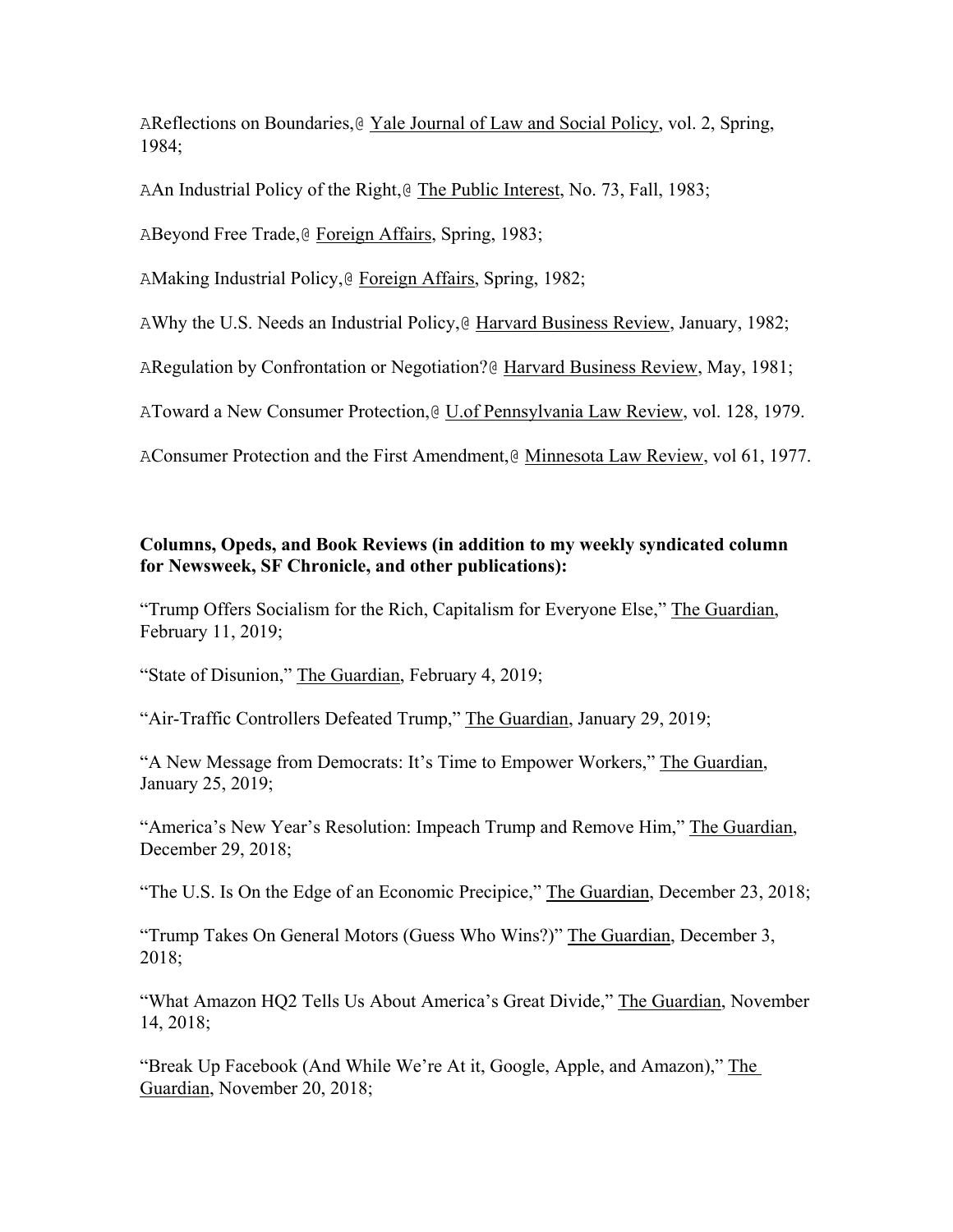AReflections on Boundaries,@ Yale Journal of Law and Social Policy, vol. 2, Spring, 1984;

AAn Industrial Policy of the Right,@ The Public Interest, No. 73, Fall, 1983;

ABeyond Free Trade,@ Foreign Affairs, Spring, 1983;

AMaking Industrial Policy,@ Foreign Affairs, Spring, 1982;

AWhy the U.S. Needs an Industrial Policy,@ Harvard Business Review, January, 1982;

ARegulation by Confrontation or Negotiation?@ Harvard Business Review, May, 1981;

AToward a New Consumer Protection,@ U.of Pennsylvania Law Review, vol. 128, 1979.

AConsumer Protection and the First Amendment,@ Minnesota Law Review, vol 61, 1977.

**Columns, Opeds, and Book Reviews (in addition to my weekly syndicated column for Newsweek, SF Chronicle, and other publications):**

"Trump Offers Socialism for the Rich, Capitalism for Everyone Else," The Guardian, February 11, 2019;

"State of Disunion," The Guardian, February 4, 2019;

"Air-Traffic Controllers Defeated Trump," The Guardian, January 29, 2019;

"A New Message from Democrats: It's Time to Empower Workers," The Guardian, January 25, 2019;

"America's New Year's Resolution: Impeach Trump and Remove Him," The Guardian, December 29, 2018;

"The U.S. Is On the Edge of an Economic Precipice," The Guardian, December 23, 2018;

"Trump Takes On General Motors (Guess Who Wins?)" The Guardian, December 3, 2018;

"What Amazon HQ2 Tells Us About America's Great Divide," The Guardian, November 14, 2018;

"Break Up Facebook (And While We're At it, Google, Apple, and Amazon)," The Guardian, November 20, 2018;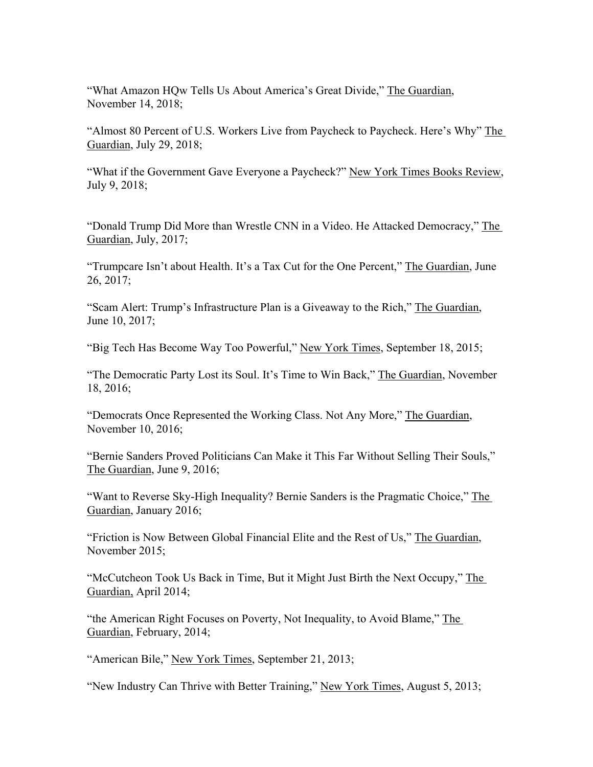"What Amazon HQw Tells Us About America's Great Divide," The Guardian, November 14, 2018;

"Almost 80 Percent of U.S. Workers Live from Paycheck to Paycheck. Here's Why" The Guardian, July 29, 2018;

"What if the Government Gave Everyone a Paycheck?" New York Times Books Review, July 9, 2018;

"Donald Trump Did More than Wrestle CNN in a Video. He Attacked Democracy," The Guardian, July, 2017;

"Trumpcare Isn't about Health. It's a Tax Cut for the One Percent," The Guardian, June 26, 2017;

"Scam Alert: Trump's Infrastructure Plan is a Giveaway to the Rich," The Guardian, June 10, 2017;

"Big Tech Has Become Way Too Powerful," New York Times, September 18, 2015;

"The Democratic Party Lost its Soul. It's Time to Win Back," The Guardian, November 18, 2016;

"Democrats Once Represented the Working Class. Not Any More," The Guardian, November 10, 2016;

"Bernie Sanders Proved Politicians Can Make it This Far Without Selling Their Souls," The Guardian, June 9, 2016;

"Want to Reverse Sky-High Inequality? Bernie Sanders is the Pragmatic Choice," The Guardian, January 2016;

"Friction is Now Between Global Financial Elite and the Rest of Us," The Guardian, November 2015;

"McCutcheon Took Us Back in Time, But it Might Just Birth the Next Occupy," The Guardian, April 2014;

"the American Right Focuses on Poverty, Not Inequality, to Avoid Blame," The Guardian, February, 2014;

"American Bile," New York Times, September 21, 2013;

"New Industry Can Thrive with Better Training," New York Times, August 5, 2013;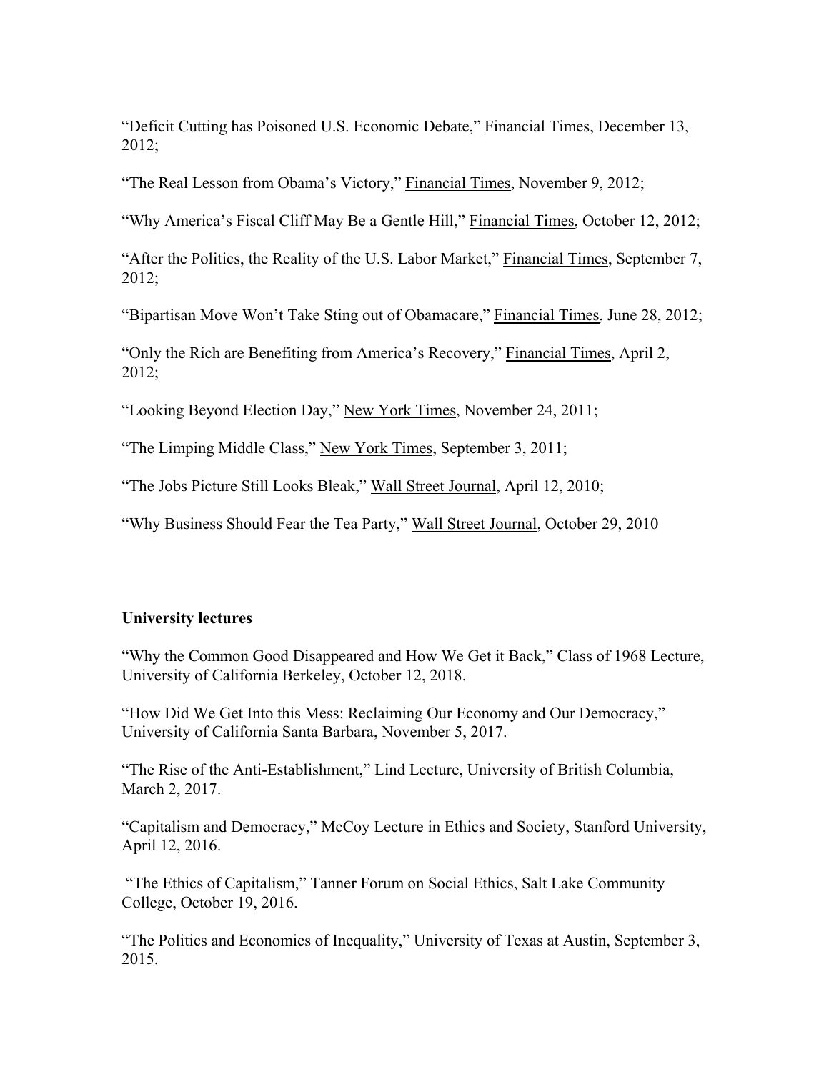"Deficit Cutting has Poisoned U.S. Economic Debate," Financial Times, December 13, 2012;

"The Real Lesson from Obama's Victory," Financial Times, November 9, 2012;

"Why America's Fiscal Cliff May Be a Gentle Hill," Financial Times, October 12, 2012;

"After the Politics, the Reality of the U.S. Labor Market," Financial Times, September 7, 2012;

"Bipartisan Move Won't Take Sting out of Obamacare," Financial Times, June 28, 2012;

"Only the Rich are Benefiting from America's Recovery," Financial Times, April 2, 2012;

"Looking Beyond Election Day," New York Times, November 24, 2011;

"The Limping Middle Class," New York Times, September 3, 2011;

"The Jobs Picture Still Looks Bleak," Wall Street Journal, April 12, 2010;

"Why Business Should Fear the Tea Party," Wall Street Journal, October 29, 2010

**University lectures**

"Why the Common Good Disappeared and How We Get it Back," Class of 1968 Lecture, University of California Berkeley, October 12, 2018.

"How Did We Get Into this Mess: Reclaiming Our Economy and Our Democracy," University of California Santa Barbara, November 5, 2017.

"The Rise of the Anti-Establishment," Lind Lecture, University of British Columbia, March 2, 2017.

"Capitalism and Democracy," McCoy Lecture in Ethics and Society, Stanford University, April 12, 2016.

"The Ethics of Capitalism," Tanner Forum on Social Ethics, Salt Lake Community College, October 19, 2016.

"The Politics and Economics of Inequality," University of Texas at Austin, September 3, 2015.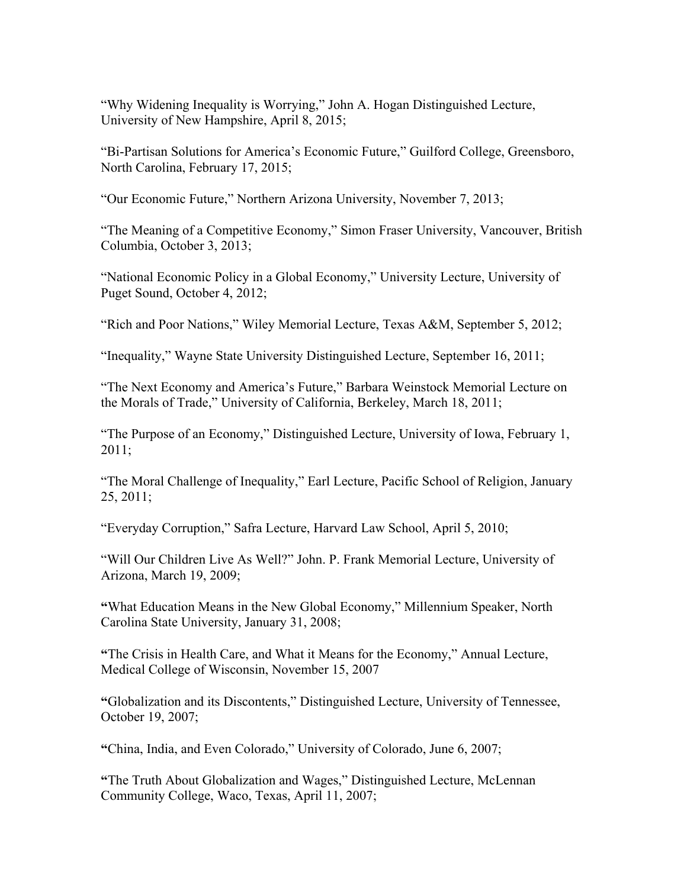"Why Widening Inequality is Worrying," John A. Hogan Distinguished Lecture, University of New Hampshire, April 8, 2015;

"Bi-Partisan Solutions for America's Economic Future," Guilford College, Greensboro, North Carolina, February 17, 2015;

"Our Economic Future," Northern Arizona University, November 7, 2013;

"The Meaning of a Competitive Economy," Simon Fraser University, Vancouver, British Columbia, October 3, 2013;

"National Economic Policy in a Global Economy," University Lecture, University of Puget Sound, October 4, 2012;

"Rich and Poor Nations," Wiley Memorial Lecture, Texas A&M, September 5, 2012;

"Inequality," Wayne State University Distinguished Lecture, September 16, 2011;

"The Next Economy and America's Future," Barbara Weinstock Memorial Lecture on the Morals of Trade," University of California, Berkeley, March 18, 2011;

"The Purpose of an Economy," Distinguished Lecture, University of Iowa, February 1, 2011;

"The Moral Challenge of Inequality," Earl Lecture, Pacific School of Religion, January 25, 2011;

"Everyday Corruption," Safra Lecture, Harvard Law School, April 5, 2010;

"Will Our Children Live As Well?" John. P. Frank Memorial Lecture, University of Arizona, March 19, 2009;

"What Education Means in the New Global Economy," Millennium Speaker, North Carolina State University, January 31, 2008;

"The Crisis in Health Care, and What it Means for the Economy," Annual Lecture, Medical College of Wisconsin, November 15, 2007

"Globalization and its Discontents," Distinguished Lecture, University of Tennessee, October 19, 2007;

"China, India, and Even Colorado," University of Colorado, June 6, 2007;

"The Truth About Globalization and Wages," Distinguished Lecture, McLennan Community College, Waco, Texas, April 11, 2007;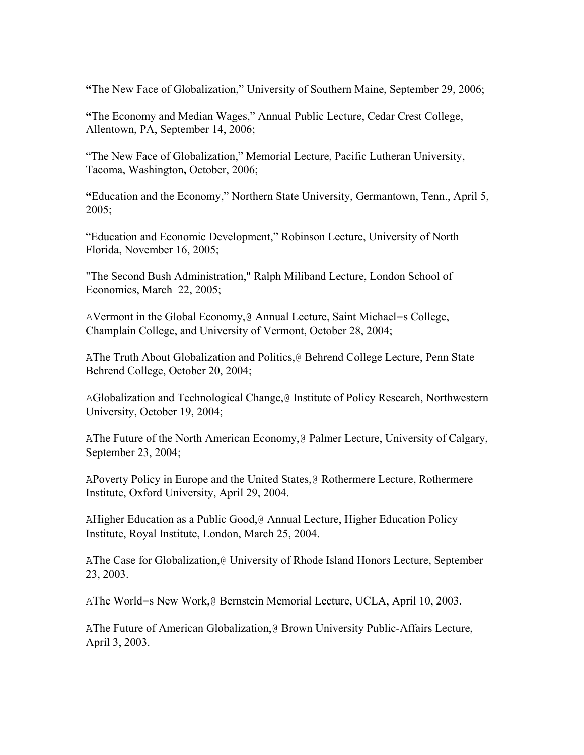"The New Face of Globalization," University of Southern Maine, September 29, 2006;

"The Economy and Median Wages," Annual Public Lecture, Cedar Crest College, Allentown, PA, September 14, 2006;

"The New Face of Globalization," Memorial Lecture, Pacific Lutheran University, Tacoma, Washington, October, 2006;

"Education and the Economy," Northern State University, Germantown, Tenn., April 5, 2005;

"Education and Economic Development," Robinson Lecture, University of North Florida, November 16, 2005;

"The Second Bush Administration," Ralph Miliband Lecture, London School of Economics, March 22, 2005;

AVermont in the Global Economy,@ Annual Lecture, Saint Michael=s College, Champlain College, and University of Vermont, October 28, 2004;

AThe Truth About Globalization and Politics,@ Behrend College Lecture, Penn State Behrend College, October 20, 2004;

AGlobalization and Technological Change,@ Institute of Policy Research, Northwestern University, October 19, 2004;

AThe Future of the North American Economy,@ Palmer Lecture, University of Calgary, September 23, 2004;

APoverty Policy in Europe and the United States,@ Rothermere Lecture, Rothermere Institute, Oxford University, April 29, 2004.

AHigher Education as a Public Good,@ Annual Lecture, Higher Education Policy Institute, Royal Institute, London, March 25, 2004.

AThe Case for Globalization,@ University of Rhode Island Honors Lecture, September 23, 2003.

AThe World=s New Work,@ Bernstein Memorial Lecture, UCLA, April 10, 2003.

AThe Future of American Globalization,@ Brown University Public-Affairs Lecture, April 3, 2003.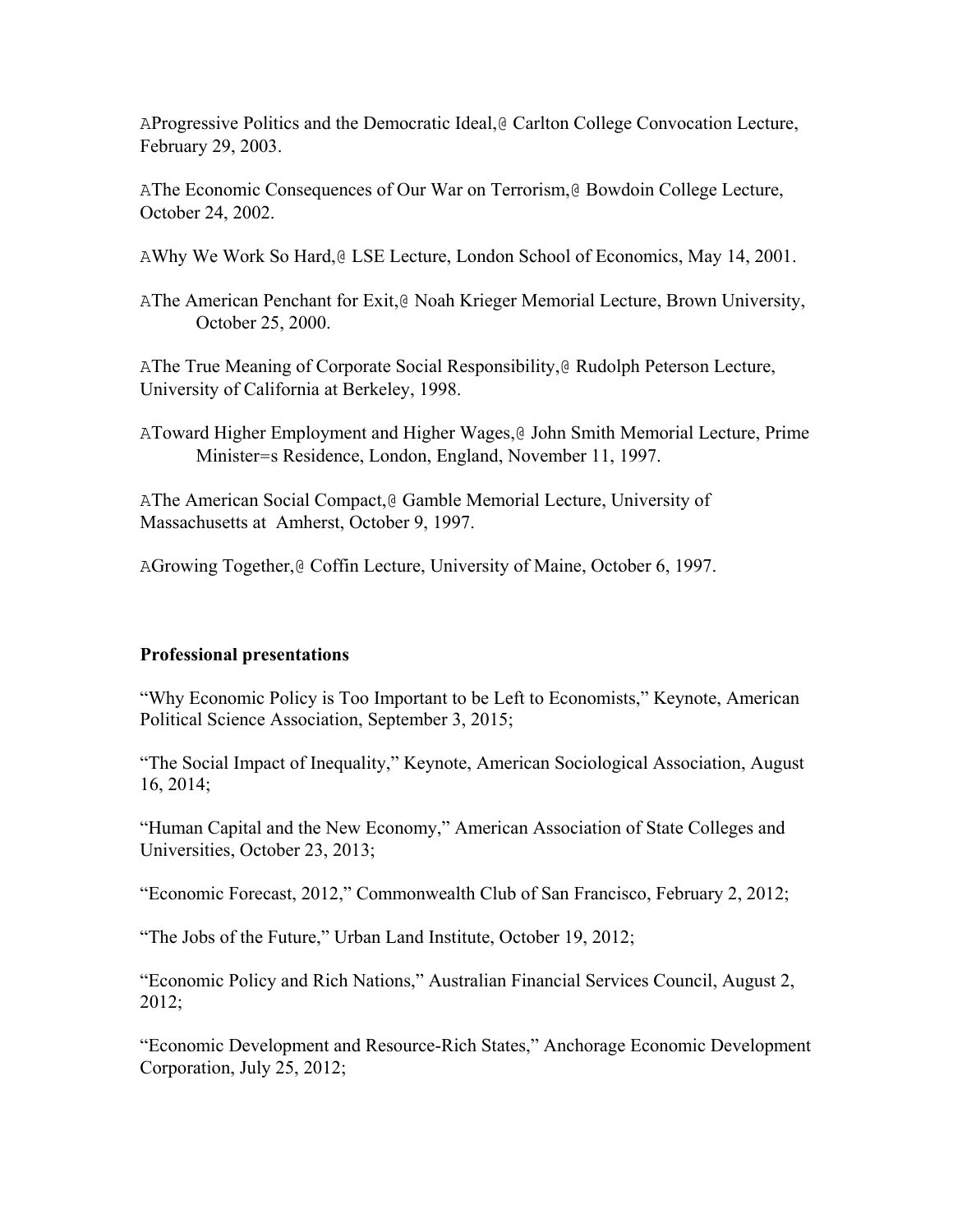AProgressive Politics and the Democratic Ideal,@ Carlton College Convocation Lecture, February 29, 2003.

AThe Economic Consequences of Our War on Terrorism,@ Bowdoin College Lecture, October 24, 2002.

AWhy We Work So Hard,@ LSE Lecture, London School of Economics, May 14, 2001.

AThe American Penchant for Exit,@ Noah Krieger Memorial Lecture, Brown University, October 25, 2000.

AThe True Meaning of Corporate Social Responsibility,@ Rudolph Peterson Lecture, University of California at Berkeley, 1998.

AToward Higher Employment and Higher Wages,@ John Smith Memorial Lecture, Prime Minister=s Residence, London, England, November 11, 1997.

AThe American Social Compact,@ Gamble Memorial Lecture, University of Massachusetts at Amherst, October 9, 1997.

AGrowing Together,@ Coffin Lecture, University of Maine, October 6, 1997.

**Professional presentations**

"Why Economic Policy is Too Important to be Left to Economists," Keynote, American Political Science Association, September 3, 2015;

"The Social Impact of Inequality," Keynote, American Sociological Association, August 16, 2014;

"Human Capital and the New Economy," American Association of State Colleges and Universities, October 23, 2013;

"Economic Forecast, 2012," Commonwealth Club of San Francisco, February 2, 2012;

"The Jobs of the Future," Urban Land Institute, October 19, 2012;

"Economic Policy and Rich Nations," Australian Financial Services Council, August 2, 2012;

"Economic Development and Resource-Rich States," Anchorage Economic Development Corporation, July 25, 2012;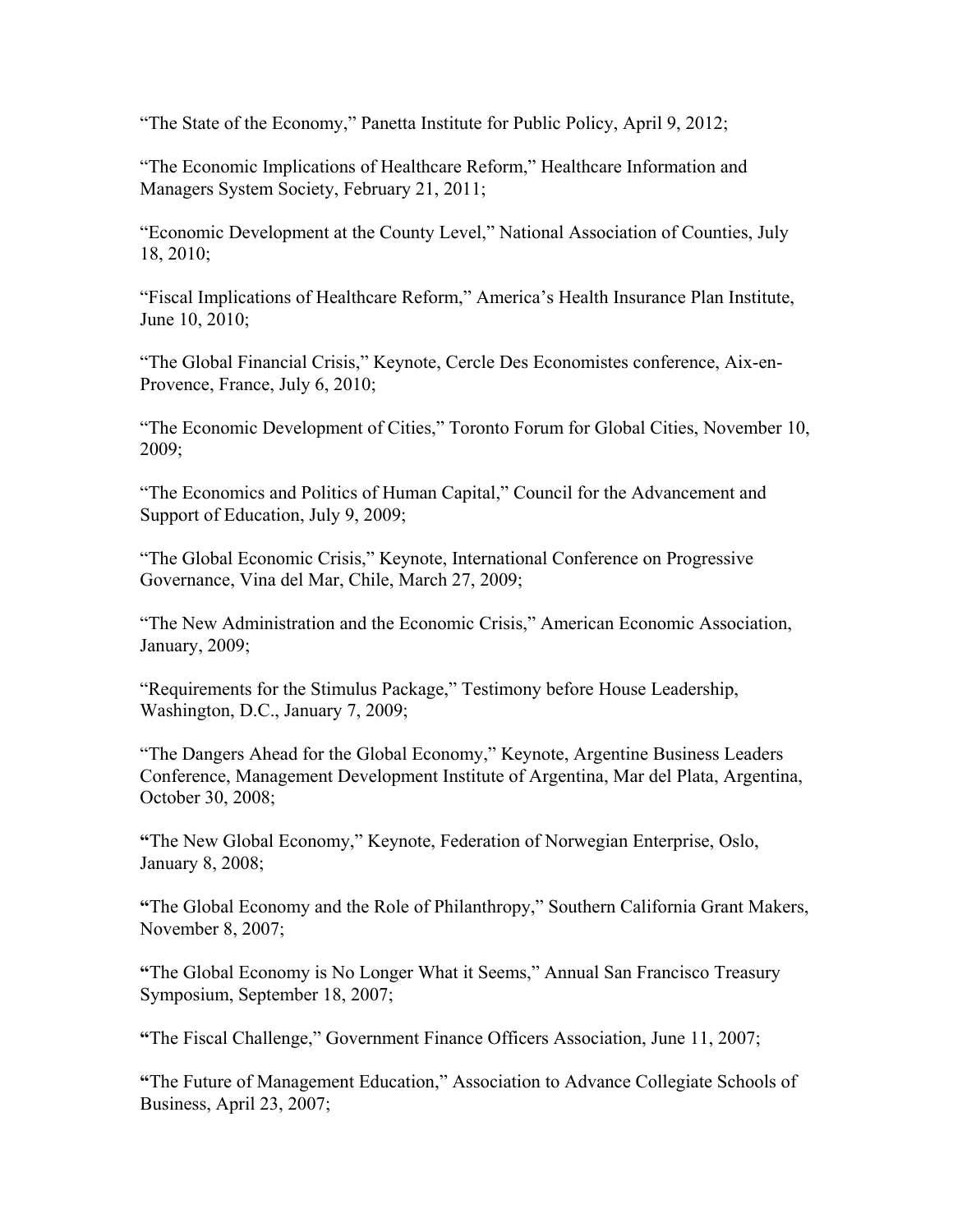"The State of the Economy," Panetta Institute for Public Policy, April 9, 2012;

"The Economic Implications of Healthcare Reform," Healthcare Information and Managers System Society, February 21, 2011;

"Economic Development at the County Level," National Association of Counties, July 18, 2010;

"Fiscal Implications of Healthcare Reform," America's Health Insurance Plan Institute, June 10, 2010;

"The Global Financial Crisis," Keynote, Cercle Des Economistes conference, Aix-en-Provence, France, July 6, 2010;

"The Economic Development of Cities," Toronto Forum for Global Cities, November 10, 2009;

"The Economics and Politics of Human Capital," Council for the Advancement and Support of Education, July 9, 2009;

"The Global Economic Crisis," Keynote, International Conference on Progressive Governance, Vina del Mar, Chile, March 27, 2009;

"The New Administration and the Economic Crisis," American Economic Association, January, 2009;

"Requirements for the Stimulus Package," Testimony before House Leadership, Washington, D.C., January 7, 2009;

"The Dangers Ahead for the Global Economy," Keynote, Argentine Business Leaders Conference, Management Development Institute of Argentina, Mar del Plata, Argentina, October 30, 2008;

"The New Global Economy," Keynote, Federation of Norwegian Enterprise, Oslo, January 8, 2008;

"The Global Economy and the Role of Philanthropy," Southern California Grant Makers, November 8, 2007;

"The Global Economy is No Longer What it Seems," Annual San Francisco Treasury Symposium, September 18, 2007;

"The Fiscal Challenge," Government Finance Officers Association, June 11, 2007;

"The Future of Management Education," Association to Advance Collegiate Schools of Business, April 23, 2007;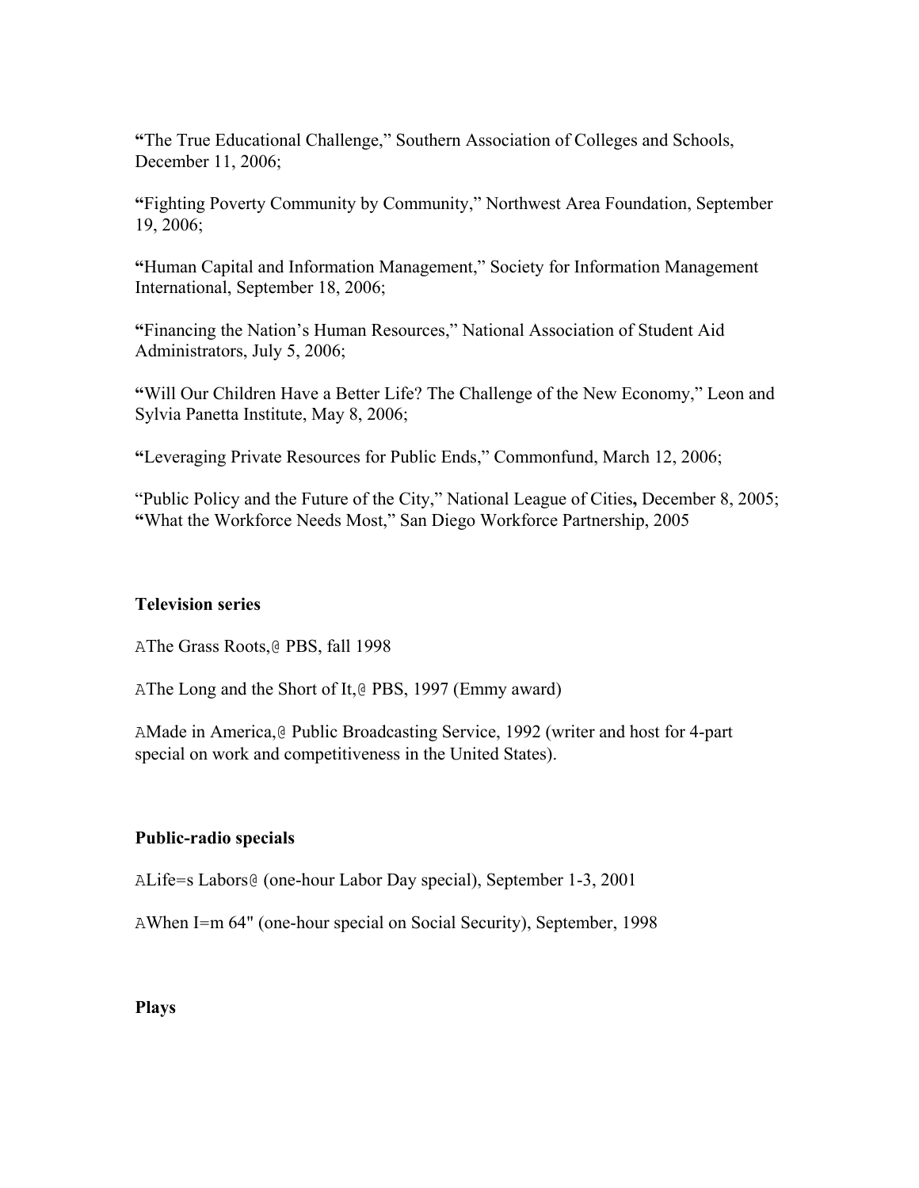**"**The True Educational Challenge," Southern Association of Colleges and Schools, December 11, 2006;

**"**Fighting Poverty Community by Community," Northwest Area Foundation, September 19, 2006;

**"**Human Capital and Information Management," Society for Information Management International, September 18, 2006;

**"**Financing the Nation's Human Resources," National Association of Student Aid Administrators, July 5, 2006;

**"**Will Our Children Have a Better Life? The Challenge of the New Economy," Leon and Sylvia Panetta Institute, May 8, 2006;

**"**Leveraging Private Resources for Public Ends," Commonfund, March 12, 2006;

"Public Policy and the Future of the City," National League of Cities**,** December 8, 2005;
**"**What the Workforce Needs Most," San Diego Workforce Partnership, 2005

**Television series**

AThe Grass Roots,@ PBS, fall 1998

AThe Long and the Short of It,@ PBS, 1997 (Emmy award)

AMade in America,@ Public Broadcasting Service, 1992 (writer and host for 4-part special on work and competitiveness in the United States).

**Public-radio specials**

ALife=s Labors@ (one-hour Labor Day special), September 1-3, 2001

AWhen I=m 64" (one-hour special on Social Security), September, 1998

**Plays**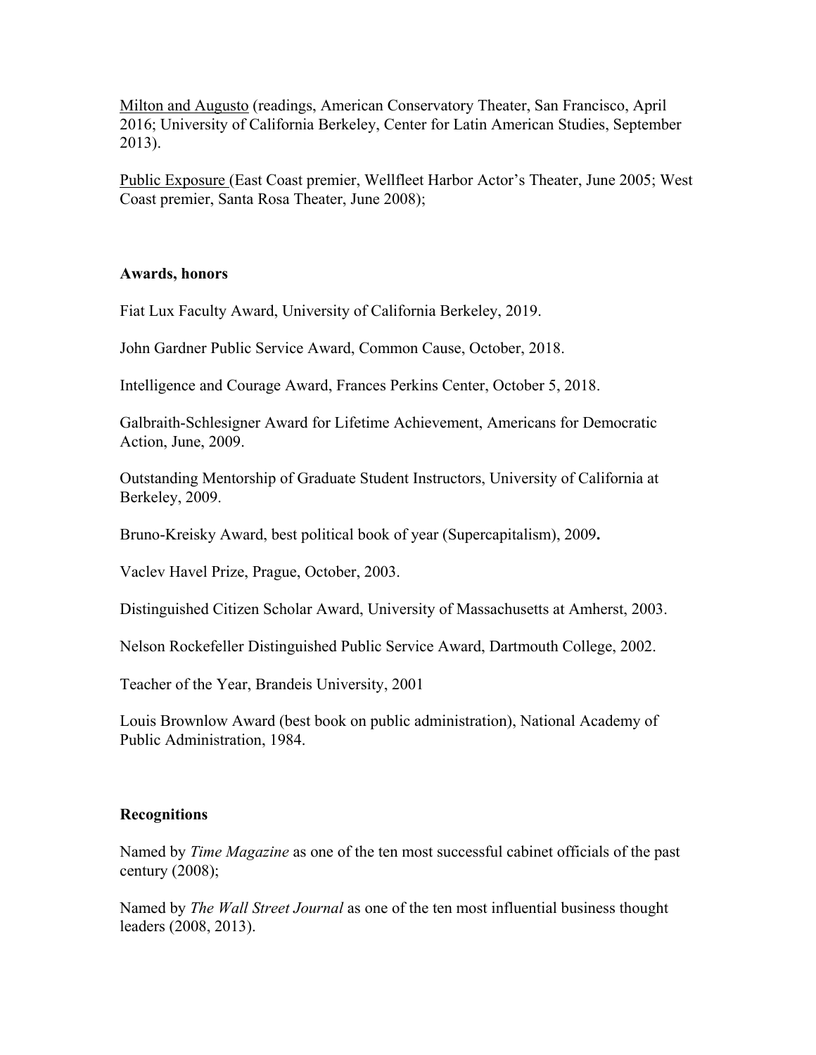Milton and Augusto (readings, American Conservatory Theater, San Francisco, April 2016; University of California Berkeley, Center for Latin American Studies, September 2013).

Public Exposure (East Coast premier, Wellfleet Harbor Actor's Theater, June 2005; West Coast premier, Santa Rosa Theater, June 2008);

**Awards, honors**

Fiat Lux Faculty Award, University of California Berkeley, 2019.

John Gardner Public Service Award, Common Cause, October, 2018.

Intelligence and Courage Award, Frances Perkins Center, October 5, 2018.

Galbraith-Schlesigner Award for Lifetime Achievement, Americans for Democratic Action, June, 2009.

Outstanding Mentorship of Graduate Student Instructors, University of California at Berkeley, 2009.

Bruno-Kreisky Award, best political book of year (Supercapitalism), 2009**.**

Vaclev Havel Prize, Prague, October, 2003.

Distinguished Citizen Scholar Award, University of Massachusetts at Amherst, 2003.

Nelson Rockefeller Distinguished Public Service Award, Dartmouth College, 2002.

Teacher of the Year, Brandeis University, 2001

Louis Brownlow Award (best book on public administration), National Academy of Public Administration, 1984.

**Recognitions**

Named by *Time Magazine* as one of the ten most successful cabinet officials of the past century (2008);

Named by *The Wall Street Journal* as one of the ten most influential business thought leaders (2008, 2013).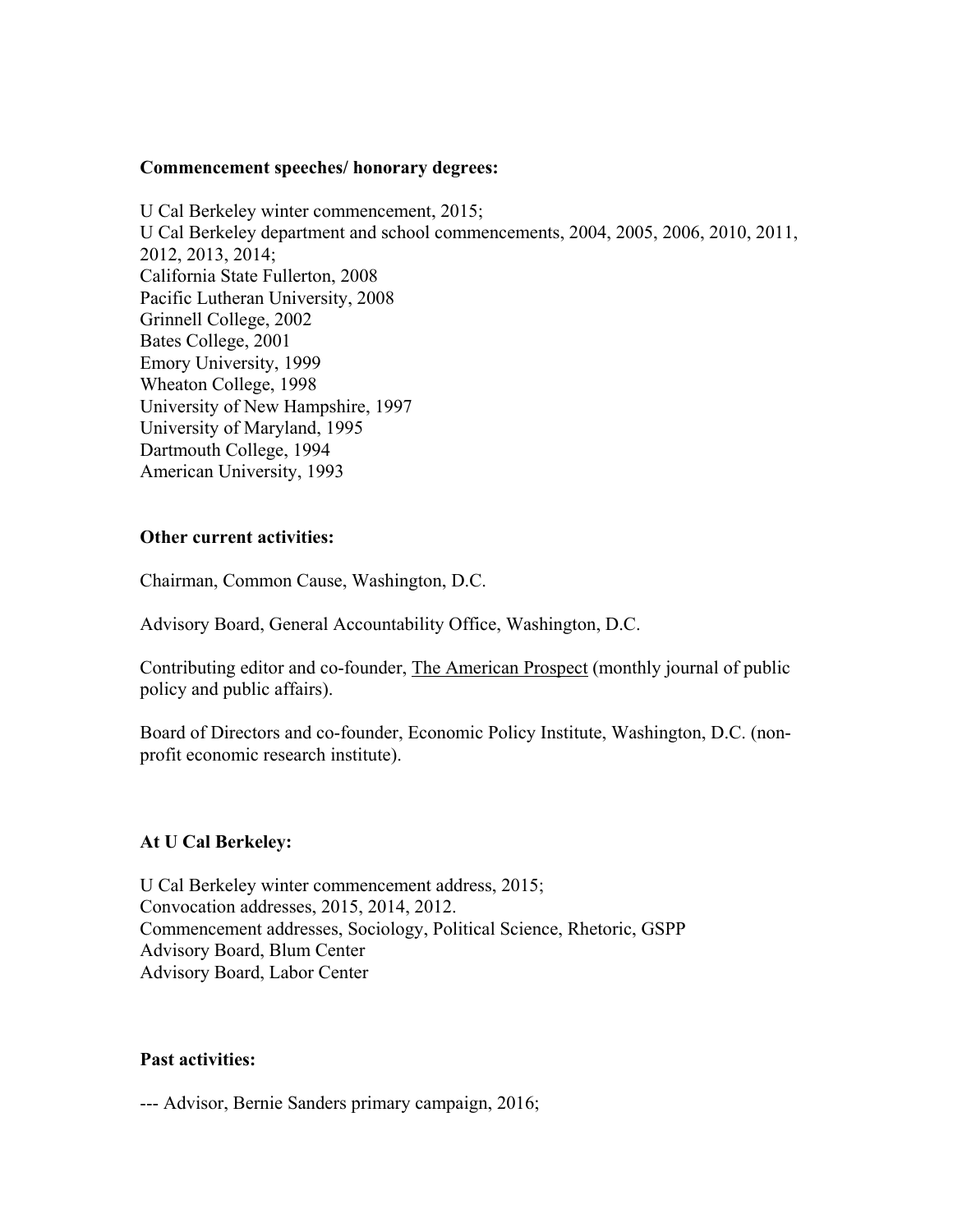**Commencement speeches/ honorary degrees:**

U Cal Berkeley winter commencement, 2015;
U Cal Berkeley department and school commencements, 2004, 2005, 2006, 2010, 2011, 2012, 2013, 2014;
California State Fullerton, 2008
Pacific Lutheran University, 2008
Grinnell College, 2002
Bates College, 2001
Emory University, 1999
Wheaton College, 1998
University of New Hampshire, 1997
University of Maryland, 1995
Dartmouth College, 1994
American University, 1993

**Other current activities:**

Chairman, Common Cause, Washington, D.C.

Advisory Board, General Accountability Office, Washington, D.C.

Contributing editor and co-founder, The American Prospect (monthly journal of public policy and public affairs).

Board of Directors and co-founder, Economic Policy Institute, Washington, D.C. (non-profit economic research institute).

**At U Cal Berkeley:**

U Cal Berkeley winter commencement address, 2015;
Convocation addresses, 2015, 2014, 2012.
Commencement addresses, Sociology, Political Science, Rhetoric, GSPP
Advisory Board, Blum Center
Advisory Board, Labor Center

**Past activities:**

--- Advisor, Bernie Sanders primary campaign, 2016;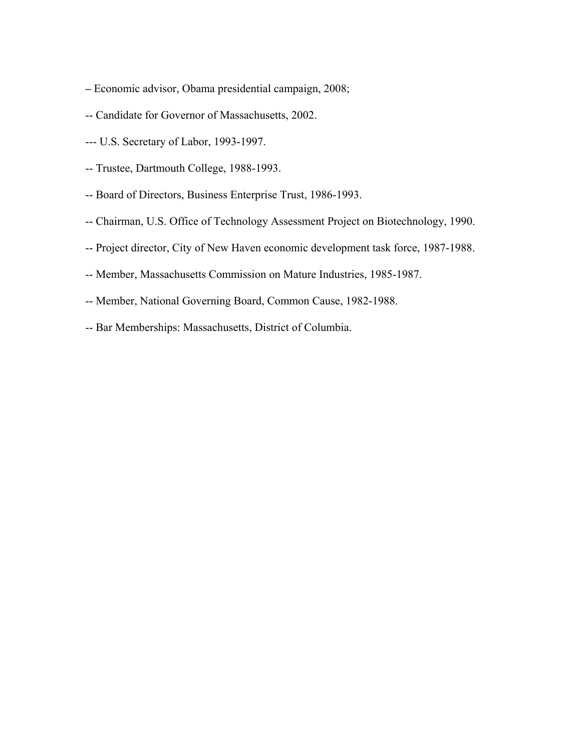– Economic advisor, Obama presidential campaign, 2008;

-- Candidate for Governor of Massachusetts, 2002.

--- U.S. Secretary of Labor, 1993-1997.

-- Trustee, Dartmouth College, 1988-1993.

-- Board of Directors, Business Enterprise Trust, 1986-1993.

-- Chairman, U.S. Office of Technology Assessment Project on Biotechnology, 1990.

-- Project director, City of New Haven economic development task force, 1987-1988.

-- Member, Massachusetts Commission on Mature Industries, 1985-1987.

-- Member, National Governing Board, Common Cause, 1982-1988.

-- Bar Memberships: Massachusetts, District of Columbia.